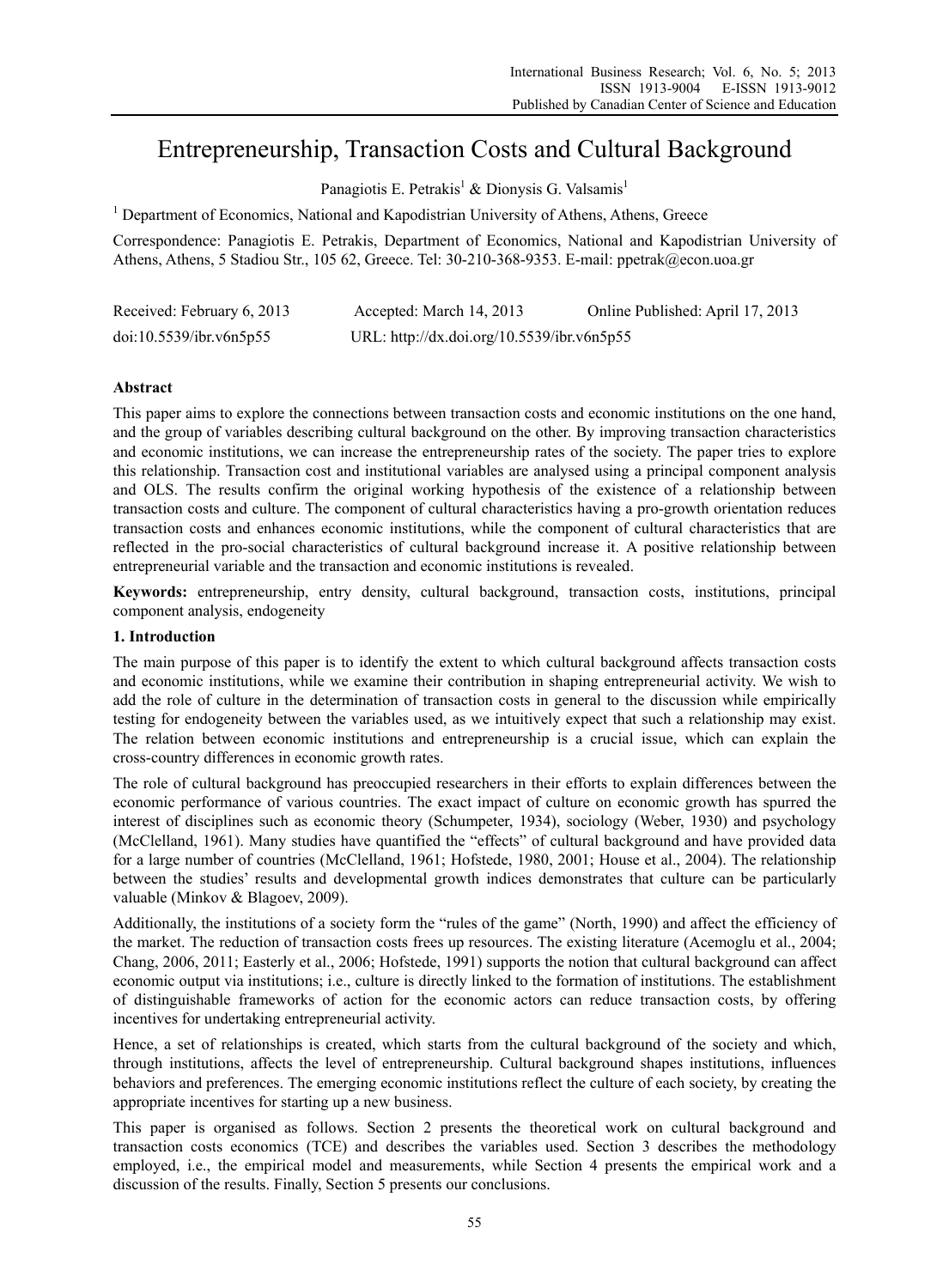# Entrepreneurship, Transaction Costs and Cultural Background

Panagiotis E. Petrakis[1] & Dionysis G. Valsamis[1]

[1] Department of Economics, National and Kapodistrian University of Athens, Athens, Greece

Correspondence: Panagiotis E. Petrakis, Department of Economics, National and Kapodistrian University of Athens, Athens, 5 Stadiou Str., 105 62, Greece. Tel: 30-210-368-9353. E-mail: ppetrak@econ.uoa.gr

Received: February 6, 2013 Accepted: March 14, 2013 Online Published: April 17, 2013

doi:10.5539/ibr.v6n5p55 URL: http://dx.doi.org/10.5539/ibr.v6n5p55

## Abstract

This paper aims to explore the connections between transaction costs and economic institutions on the one hand, and the group of variables describing cultural background on the other. By improving transaction characteristics and economic institutions, we can increase the entrepreneurship rates of the society. The paper tries to explore this relationship. Transaction cost and institutional variables are analysed using a principal component analysis and OLS. The results confirm the original working hypothesis of the existence of a relationship between transaction costs and culture. The component of cultural characteristics having a pro-growth orientation reduces transaction costs and enhances economic institutions, while the component of cultural characteristics that are reflected in the pro-social characteristics of cultural background increase it. A positive relationship between entrepreneurial variable and the transaction and economic institutions is revealed.

**Keywords:** entrepreneurship, entry density, cultural background, transaction costs, institutions, principal component analysis, endogeneity

## 1. Introduction

The main purpose of this paper is to identify the extent to which cultural background affects transaction costs and economic institutions, while we examine their contribution in shaping entrepreneurial activity. We wish to add the role of culture in the determination of transaction costs in general to the discussion while empirically testing for endogeneity between the variables used, as we intuitively expect that such a relationship may exist. The relation between economic institutions and entrepreneurship is a crucial issue, which can explain the cross-country differences in economic growth rates.

The role of cultural background has preoccupied researchers in their efforts to explain differences between the economic performance of various countries. The exact impact of culture on economic growth has spurred the interest of disciplines such as economic theory (Schumpeter, 1934), sociology (Weber, 1930) and psychology (McClelland, 1961). Many studies have quantified the "effects" of cultural background and have provided data for a large number of countries (McClelland, 1961; Hofstede, 1980, 2001; House et al., 2004). The relationship between the studies' results and developmental growth indices demonstrates that culture can be particularly valuable (Minkov & Blagoev, 2009).

Additionally, the institutions of a society form the "rules of the game" (North, 1990) and affect the efficiency of the market. The reduction of transaction costs frees up resources. The existing literature (Acemoglu et al., 2004; Chang, 2006, 2011; Easterly et al., 2006; Hofstede, 1991) supports the notion that cultural background can affect economic output via institutions; i.e., culture is directly linked to the formation of institutions. The establishment of distinguishable frameworks of action for the economic actors can reduce transaction costs, by offering incentives for undertaking entrepreneurial activity.

Hence, a set of relationships is created, which starts from the cultural background of the society and which, through institutions, affects the level of entrepreneurship. Cultural background shapes institutions, influences behaviors and preferences. The emerging economic institutions reflect the culture of each society, by creating the appropriate incentives for starting up a new business.

This paper is organised as follows. Section 2 presents the theoretical work on cultural background and transaction costs economics (TCE) and describes the variables used. Section 3 describes the methodology employed, i.e., the empirical model and measurements, while Section 4 presents the empirical work and a discussion of the results. Finally, Section 5 presents our conclusions.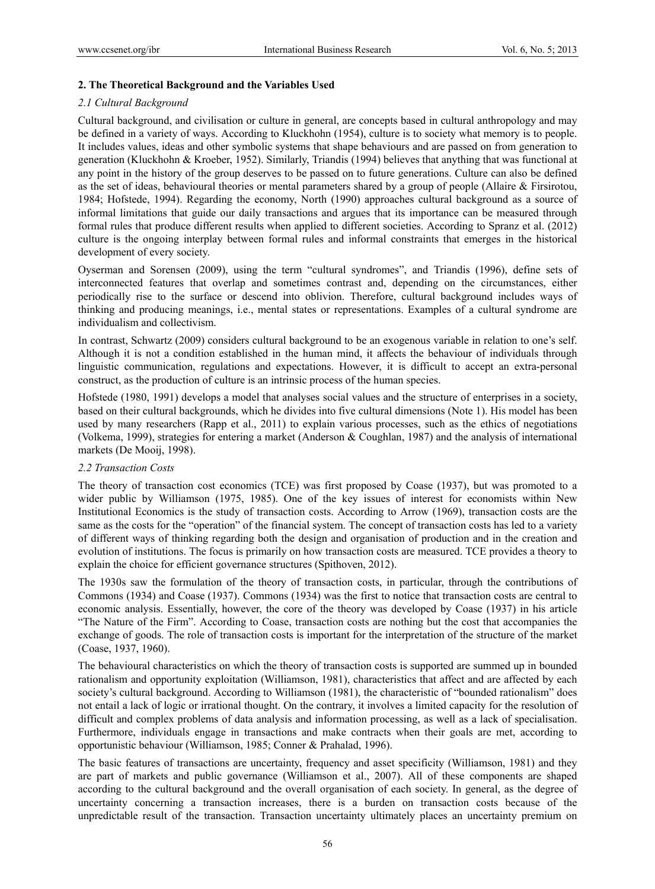## 2. The Theoretical Background and the Variables Used

### *2.1 Cultural Background*

Cultural background, and civilisation or culture in general, are concepts based in cultural anthropology and may be defined in a variety of ways. According to Kluckhohn (1954), culture is to society what memory is to people. It includes values, ideas and other symbolic systems that shape behaviours and are passed on from generation to generation (Kluckhohn & Kroeber, 1952). Similarly, Triandis (1994) believes that anything that was functional at any point in the history of the group deserves to be passed on to future generations. Culture can also be defined as the set of ideas, behavioural theories or mental parameters shared by a group of people (Allaire & Firsirotou, 1984; Hofstede, 1994). Regarding the economy, North (1990) approaches cultural background as a source of informal limitations that guide our daily transactions and argues that its importance can be measured through formal rules that produce different results when applied to different societies. According to Spranz et al. (2012) culture is the ongoing interplay between formal rules and informal constraints that emerges in the historical development of every society.

Oyserman and Sorensen (2009), using the term "cultural syndromes", and Triandis (1996), define sets of interconnected features that overlap and sometimes contrast and, depending on the circumstances, either periodically rise to the surface or descend into oblivion. Therefore, cultural background includes ways of thinking and producing meanings, i.e., mental states or representations. Examples of a cultural syndrome are individualism and collectivism.

In contrast, Schwartz (2009) considers cultural background to be an exogenous variable in relation to one's self. Although it is not a condition established in the human mind, it affects the behaviour of individuals through linguistic communication, regulations and expectations. However, it is difficult to accept an extra-personal construct, as the production of culture is an intrinsic process of the human species.

Hofstede (1980, 1991) develops a model that analyses social values and the structure of enterprises in a society, based on their cultural backgrounds, which he divides into five cultural dimensions (Note 1). His model has been used by many researchers (Rapp et al., 2011) to explain various processes, such as the ethics of negotiations (Volkema, 1999), strategies for entering a market (Anderson & Coughlan, 1987) and the analysis of international markets (De Mooij, 1998).

### *2.2 Transaction Costs*

The theory of transaction cost economics (TCE) was first proposed by Coase (1937), but was promoted to a wider public by Williamson (1975, 1985). One of the key issues of interest for economists within New Institutional Economics is the study of transaction costs. According to Arrow (1969), transaction costs are the same as the costs for the "operation" of the financial system. The concept of transaction costs has led to a variety of different ways of thinking regarding both the design and organisation of production and in the creation and evolution of institutions. The focus is primarily on how transaction costs are measured. TCE provides a theory to explain the choice for efficient governance structures (Spithoven, 2012).

The 1930s saw the formulation of the theory of transaction costs, in particular, through the contributions of Commons (1934) and Coase (1937). Commons (1934) was the first to notice that transaction costs are central to economic analysis. Essentially, however, the core of the theory was developed by Coase (1937) in his article "The Nature of the Firm". According to Coase, transaction costs are nothing but the cost that accompanies the exchange of goods. The role of transaction costs is important for the interpretation of the structure of the market (Coase, 1937, 1960).

The behavioural characteristics on which the theory of transaction costs is supported are summed up in bounded rationalism and opportunity exploitation (Williamson, 1981), characteristics that affect and are affected by each society's cultural background. According to Williamson (1981), the characteristic of "bounded rationalism" does not entail a lack of logic or irrational thought. On the contrary, it involves a limited capacity for the resolution of difficult and complex problems of data analysis and information processing, as well as a lack of specialisation. Furthermore, individuals engage in transactions and make contracts when their goals are met, according to opportunistic behaviour (Williamson, 1985; Conner & Prahalad, 1996).

The basic features of transactions are uncertainty, frequency and asset specificity (Williamson, 1981) and they are part of markets and public governance (Williamson et al., 2007). All of these components are shaped according to the cultural background and the overall organisation of each society. In general, as the degree of uncertainty concerning a transaction increases, there is a burden on transaction costs because of the unpredictable result of the transaction. Transaction uncertainty ultimately places an uncertainty premium on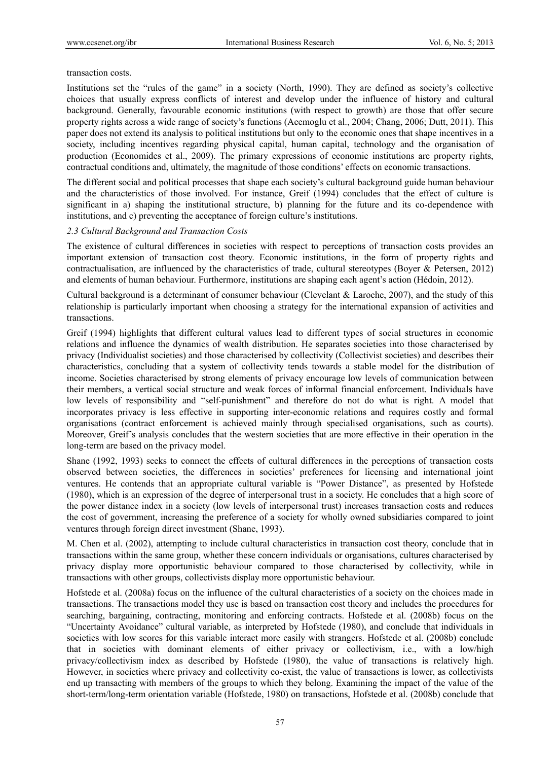transaction costs.

Institutions set the "rules of the game" in a society (North, 1990). They are defined as society's collective choices that usually express conflicts of interest and develop under the influence of history and cultural background. Generally, favourable economic institutions (with respect to growth) are those that offer secure property rights across a wide range of society's functions (Acemoglu et al., 2004; Chang, 2006; Dutt, 2011). This paper does not extend its analysis to political institutions but only to the economic ones that shape incentives in a society, including incentives regarding physical capital, human capital, technology and the organisation of production (Economides et al., 2009). The primary expressions of economic institutions are property rights, contractual conditions and, ultimately, the magnitude of those conditions' effects on economic transactions.

The different social and political processes that shape each society's cultural background guide human behaviour and the characteristics of those involved. For instance, Greif (1994) concludes that the effect of culture is significant in a) shaping the institutional structure, b) planning for the future and its co-dependence with institutions, and c) preventing the acceptance of foreign culture's institutions.

### *2.3 Cultural Background and Transaction Costs*

The existence of cultural differences in societies with respect to perceptions of transaction costs provides an important extension of transaction cost theory. Economic institutions, in the form of property rights and contractualisation, are influenced by the characteristics of trade, cultural stereotypes (Boyer & Petersen, 2012) and elements of human behaviour. Furthermore, institutions are shaping each agent's action (Hédoin, 2012).

Cultural background is a determinant of consumer behaviour (Clevelant & Laroche, 2007), and the study of this relationship is particularly important when choosing a strategy for the international expansion of activities and transactions.

Greif (1994) highlights that different cultural values lead to different types of social structures in economic relations and influence the dynamics of wealth distribution. He separates societies into those characterised by privacy (Individualist societies) and those characterised by collectivity (Collectivist societies) and describes their characteristics, concluding that a system of collectivity tends towards a stable model for the distribution of income. Societies characterised by strong elements of privacy encourage low levels of communication between their members, a vertical social structure and weak forces of informal financial enforcement. Individuals have low levels of responsibility and "self-punishment" and therefore do not do what is right. A model that incorporates privacy is less effective in supporting inter-economic relations and requires costly and formal organisations (contract enforcement is achieved mainly through specialised organisations, such as courts). Moreover, Greif's analysis concludes that the western societies that are more effective in their operation in the long-term are based on the privacy model.

Shane (1992, 1993) seeks to connect the effects of cultural differences in the perceptions of transaction costs observed between societies, the differences in societies' preferences for licensing and international joint ventures. He contends that an appropriate cultural variable is "Power Distance", as presented by Hofstede (1980), which is an expression of the degree of interpersonal trust in a society. He concludes that a high score of the power distance index in a society (low levels of interpersonal trust) increases transaction costs and reduces the cost of government, increasing the preference of a society for wholly owned subsidiaries compared to joint ventures through foreign direct investment (Shane, 1993).

M. Chen et al. (2002), attempting to include cultural characteristics in transaction cost theory, conclude that in transactions within the same group, whether these concern individuals or organisations, cultures characterised by privacy display more opportunistic behaviour compared to those characterised by collectivity, while in transactions with other groups, collectivists display more opportunistic behaviour.

Hofstede et al. (2008a) focus on the influence of the cultural characteristics of a society on the choices made in transactions. The transactions model they use is based on transaction cost theory and includes the procedures for searching, bargaining, contracting, monitoring and enforcing contracts. Hofstede et al. (2008b) focus on the "Uncertainty Avoidance" cultural variable, as interpreted by Hofstede (1980), and conclude that individuals in societies with low scores for this variable interact more easily with strangers. Hofstede et al. (2008b) conclude that in societies with dominant elements of either privacy or collectivism, i.e., with a low/high privacy/collectivism index as described by Hofstede (1980), the value of transactions is relatively high. However, in societies where privacy and collectivity co-exist, the value of transactions is lower, as collectivists end up transacting with members of the groups to which they belong. Examining the impact of the value of the short-term/long-term orientation variable (Hofstede, 1980) on transactions, Hofstede et al. (2008b) conclude that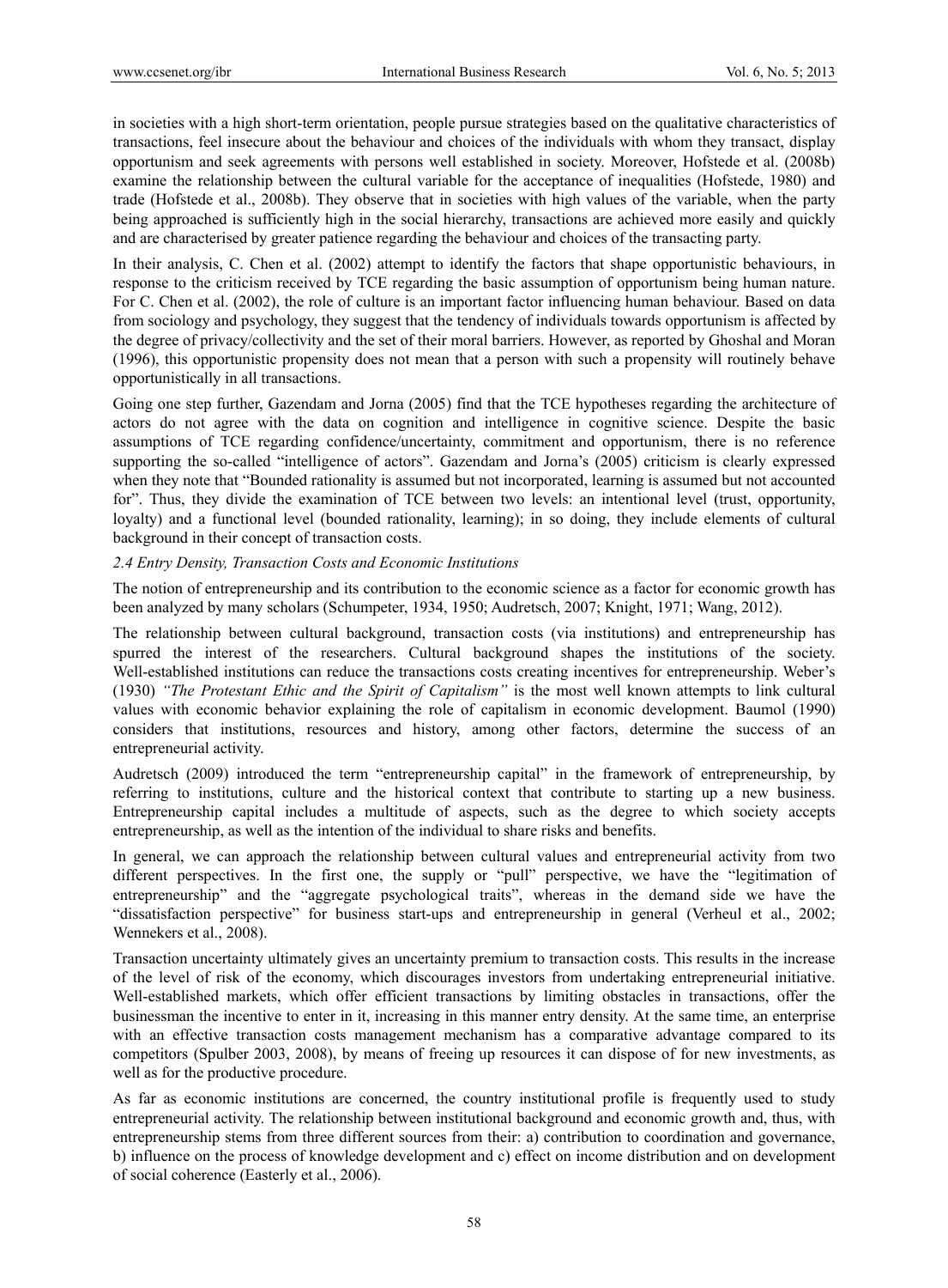in societies with a high short-term orientation, people pursue strategies based on the qualitative characteristics of transactions, feel insecure about the behaviour and choices of the individuals with whom they transact, display opportunism and seek agreements with persons well established in society. Moreover, Hofstede et al. (2008b) examine the relationship between the cultural variable for the acceptance of inequalities (Hofstede, 1980) and trade (Hofstede et al., 2008b). They observe that in societies with high values of the variable, when the party being approached is sufficiently high in the social hierarchy, transactions are achieved more easily and quickly and are characterised by greater patience regarding the behaviour and choices of the transacting party.

In their analysis, C. Chen et al. (2002) attempt to identify the factors that shape opportunistic behaviours, in response to the criticism received by TCE regarding the basic assumption of opportunism being human nature. For C. Chen et al. (2002), the role of culture is an important factor influencing human behaviour. Based on data from sociology and psychology, they suggest that the tendency of individuals towards opportunism is affected by the degree of privacy/collectivity and the set of their moral barriers. However, as reported by Ghoshal and Moran (1996), this opportunistic propensity does not mean that a person with such a propensity will routinely behave opportunistically in all transactions.

Going one step further, Gazendam and Jorna (2005) find that the TCE hypotheses regarding the architecture of actors do not agree with the data on cognition and intelligence in cognitive science. Despite the basic assumptions of TCE regarding confidence/uncertainty, commitment and opportunism, there is no reference supporting the so-called "intelligence of actors". Gazendam and Jorna's (2005) criticism is clearly expressed when they note that "Bounded rationality is assumed but not incorporated, learning is assumed but not accounted for". Thus, they divide the examination of TCE between two levels: an intentional level (trust, opportunity, loyalty) and a functional level (bounded rationality, learning); in so doing, they include elements of cultural background in their concept of transaction costs.

### *2.4 Entry Density, Transaction Costs and Economic Institutions*

The notion of entrepreneurship and its contribution to the economic science as a factor for economic growth has been analyzed by many scholars (Schumpeter, 1934, 1950; Audretsch, 2007; Knight, 1971; Wang, 2012).

The relationship between cultural background, transaction costs (via institutions) and entrepreneurship has spurred the interest of the researchers. Cultural background shapes the institutions of the society. Well-established institutions can reduce the transactions costs creating incentives for entrepreneurship. Weber's (1930) *"The Protestant Ethic and the Spirit of Capitalism"* is the most well known attempts to link cultural values with economic behavior explaining the role of capitalism in economic development. Baumol (1990) considers that institutions, resources and history, among other factors, determine the success of an entrepreneurial activity.

Audretsch (2009) introduced the term "entrepreneurship capital" in the framework of entrepreneurship, by referring to institutions, culture and the historical context that contribute to starting up a new business. Entrepreneurship capital includes a multitude of aspects, such as the degree to which society accepts entrepreneurship, as well as the intention of the individual to share risks and benefits.

In general, we can approach the relationship between cultural values and entrepreneurial activity from two different perspectives. In the first one, the supply or "pull" perspective, we have the "legitimation of entrepreneurship" and the "aggregate psychological traits", whereas in the demand side we have the "dissatisfaction perspective" for business start-ups and entrepreneurship in general (Verheul et al., 2002; Wennekers et al., 2008).

Transaction uncertainty ultimately gives an uncertainty premium to transaction costs. This results in the increase of the level of risk of the economy, which discourages investors from undertaking entrepreneurial initiative. Well-established markets, which offer efficient transactions by limiting obstacles in transactions, offer the businessman the incentive to enter in it, increasing in this manner entry density. At the same time, an enterprise with an effective transaction costs management mechanism has a comparative advantage compared to its competitors (Spulber 2003, 2008), by means of freeing up resources it can dispose of for new investments, as well as for the productive procedure.

As far as economic institutions are concerned, the country institutional profile is frequently used to study entrepreneurial activity. The relationship between institutional background and economic growth and, thus, with entrepreneurship stems from three different sources from their: a) contribution to coordination and governance, b) influence on the process of knowledge development and c) effect on income distribution and on development of social coherence (Easterly et al., 2006).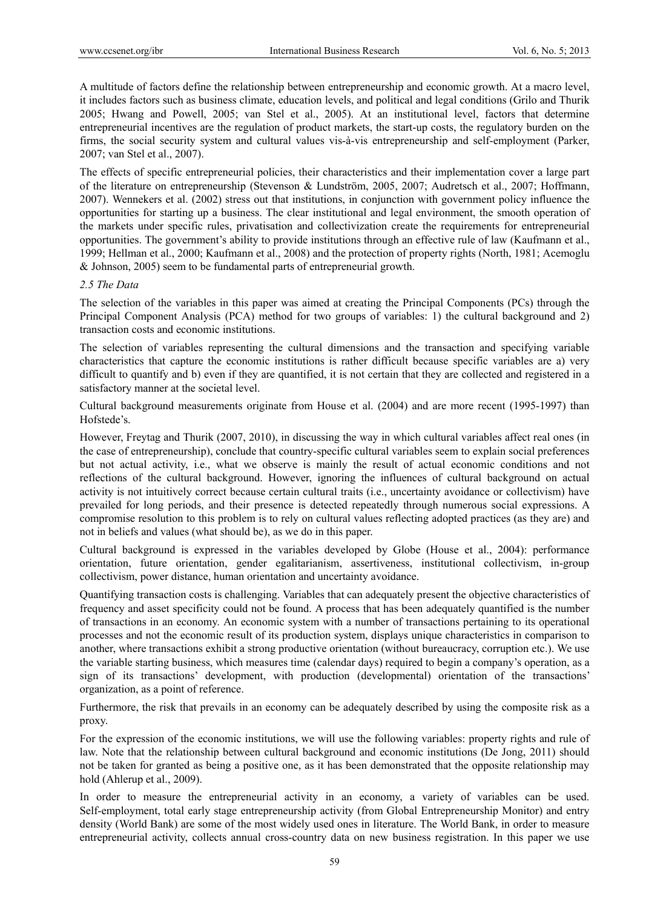A multitude of factors define the relationship between entrepreneurship and economic growth. At a macro level, it includes factors such as business climate, education levels, and political and legal conditions (Grilo and Thurik 2005; Hwang and Powell, 2005; van Stel et al., 2005). At an institutional level, factors that determine entrepreneurial incentives are the regulation of product markets, the start-up costs, the regulatory burden on the firms, the social security system and cultural values vis-à-vis entrepreneurship and self-employment (Parker, 2007; van Stel et al., 2007).

The effects of specific entrepreneurial policies, their characteristics and their implementation cover a large part of the literature on entrepreneurship (Stevenson & Lundström, 2005, 2007; Audretsch et al., 2007; Hoffmann, 2007). Wennekers et al. (2002) stress out that institutions, in conjunction with government policy influence the opportunities for starting up a business. The clear institutional and legal environment, the smooth operation of the markets under specific rules, privatisation and collectivization create the requirements for entrepreneurial opportunities. The government's ability to provide institutions through an effective rule of law (Kaufmann et al., 1999; Hellman et al., 2000; Kaufmann et al., 2008) and the protection of property rights (North, 1981; Acemoglu & Johnson, 2005) seem to be fundamental parts of entrepreneurial growth.

### *2.5 The Data*

The selection of the variables in this paper was aimed at creating the Principal Components (PCs) through the Principal Component Analysis (PCA) method for two groups of variables: 1) the cultural background and 2) transaction costs and economic institutions.

The selection of variables representing the cultural dimensions and the transaction and specifying variable characteristics that capture the economic institutions is rather difficult because specific variables are a) very difficult to quantify and b) even if they are quantified, it is not certain that they are collected and registered in a satisfactory manner at the societal level.

Cultural background measurements originate from House et al. (2004) and are more recent (1995-1997) than Hofstede's.

However, Freytag and Thurik (2007, 2010), in discussing the way in which cultural variables affect real ones (in the case of entrepreneurship), conclude that country-specific cultural variables seem to explain social preferences but not actual activity, i.e., what we observe is mainly the result of actual economic conditions and not reflections of the cultural background. However, ignoring the influences of cultural background on actual activity is not intuitively correct because certain cultural traits (i.e., uncertainty avoidance or collectivism) have prevailed for long periods, and their presence is detected repeatedly through numerous social expressions. A compromise resolution to this problem is to rely on cultural values reflecting adopted practices (as they are) and not in beliefs and values (what should be), as we do in this paper.

Cultural background is expressed in the variables developed by Globe (House et al., 2004): performance orientation, future orientation, gender egalitarianism, assertiveness, institutional collectivism, in-group collectivism, power distance, human orientation and uncertainty avoidance.

Quantifying transaction costs is challenging. Variables that can adequately present the objective characteristics of frequency and asset specificity could not be found. A process that has been adequately quantified is the number of transactions in an economy. An economic system with a number of transactions pertaining to its operational processes and not the economic result of its production system, displays unique characteristics in comparison to another, where transactions exhibit a strong productive orientation (without bureaucracy, corruption etc.). We use the variable starting business, which measures time (calendar days) required to begin a company's operation, as a sign of its transactions' development, with production (developmental) orientation of the transactions' organization, as a point of reference.

Furthermore, the risk that prevails in an economy can be adequately described by using the composite risk as a proxy.

For the expression of the economic institutions, we will use the following variables: property rights and rule of law. Note that the relationship between cultural background and economic institutions (De Jong, 2011) should not be taken for granted as being a positive one, as it has been demonstrated that the opposite relationship may hold (Ahlerup et al., 2009).

In order to measure the entrepreneurial activity in an economy, a variety of variables can be used. Self-employment, total early stage entrepreneurship activity (from Global Entrepreneurship Monitor) and entry density (World Bank) are some of the most widely used ones in literature. The World Bank, in order to measure entrepreneurial activity, collects annual cross-country data on new business registration. In this paper we use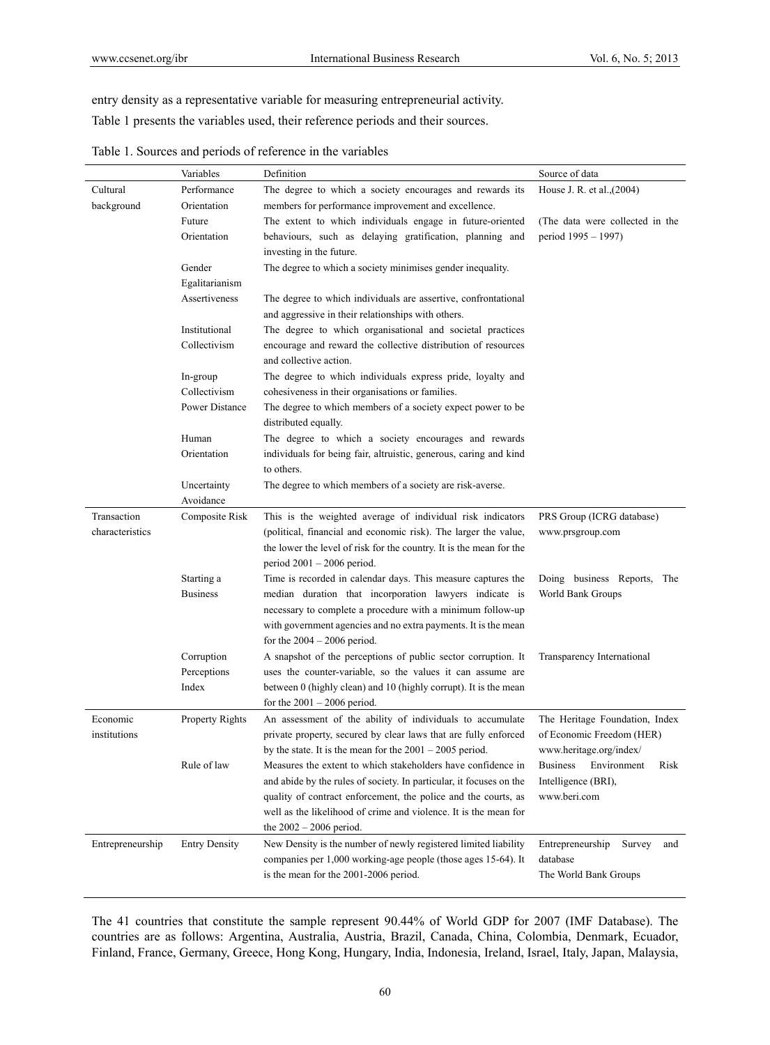entry density as a representative variable for measuring entrepreneurial activity.

Table 1 presents the variables used, their reference periods and their sources.

Table 1. Sources and periods of reference in the variables

| | Variables | Definition | Source of data |
|---|---|---|---|
| Cultural background | Performance Orientation | The degree to which a society encourages and rewards its members for performance improvement and excellence. | House J. R. et al.,(2004) |
| | Future Orientation | The extent to which individuals engage in future-oriented behaviours, such as delaying gratification, planning and investing in the future. | (The data were collected in the period 1995 – 1997) |
| | Gender Egalitarianism | The degree to which a society minimises gender inequality. | |
| | Assertiveness | The degree to which individuals are assertive, confrontational and aggressive in their relationships with others. | |
| | Institutional Collectivism | The degree to which organisational and societal practices encourage and reward the collective distribution of resources and collective action. | |
| | In-group Collectivism | The degree to which individuals express pride, loyalty and cohesiveness in their organisations or families. | |
| | Power Distance | The degree to which members of a society expect power to be distributed equally. | |
| | Human Orientation | The degree to which a society encourages and rewards individuals for being fair, altruistic, generous, caring and kind to others. | |
| | Uncertainty Avoidance | The degree to which members of a society are risk-averse. | |
| Transaction characteristics | Composite Risk | This is the weighted average of individual risk indicators (political, financial and economic risk). The larger the value, the lower the level of risk for the country. It is the mean for the period 2001 – 2006 period. | PRS Group (ICRG database) www.prsgroup.com |
| | Starting a Business | Time is recorded in calendar days. This measure captures the median duration that incorporation lawyers indicate is necessary to complete a procedure with a minimum follow-up with government agencies and no extra payments. It is the mean for the 2004 – 2006 period. | Doing business Reports, The World Bank Groups |
| | Corruption Perceptions Index | A snapshot of the perceptions of public sector corruption. It uses the counter-variable, so the values it can assume are between 0 (highly clean) and 10 (highly corrupt). It is the mean for the 2001 – 2006 period. | Transparency International |
| Economic institutions | Property Rights | An assessment of the ability of individuals to accumulate private property, secured by clear laws that are fully enforced by the state. It is the mean for the 2001 – 2005 period. | The Heritage Foundation, Index of Economic Freedom (HER) www.heritage.org/index/ |
| | Rule of law | Measures the extent to which stakeholders have confidence in and abide by the rules of society. In particular, it focuses on the quality of contract enforcement, the police and the courts, as well as the likelihood of crime and violence. It is the mean for the 2002 – 2006 period. | Business Environment Risk Intelligence (BRI), www.beri.com |
| Entrepreneurship | Entry Density | New Density is the number of newly registered limited liability companies per 1,000 working-age people (those ages 15-64). It is the mean for the 2001-2006 period. | Entrepreneurship Survey and database The World Bank Groups |

The 41 countries that constitute the sample represent 90.44% of World GDP for 2007 (IMF Database). The countries are as follows: Argentina, Australia, Austria, Brazil, Canada, China, Colombia, Denmark, Ecuador, Finland, France, Germany, Greece, Hong Kong, Hungary, India, Indonesia, Ireland, Israel, Italy, Japan, Malaysia,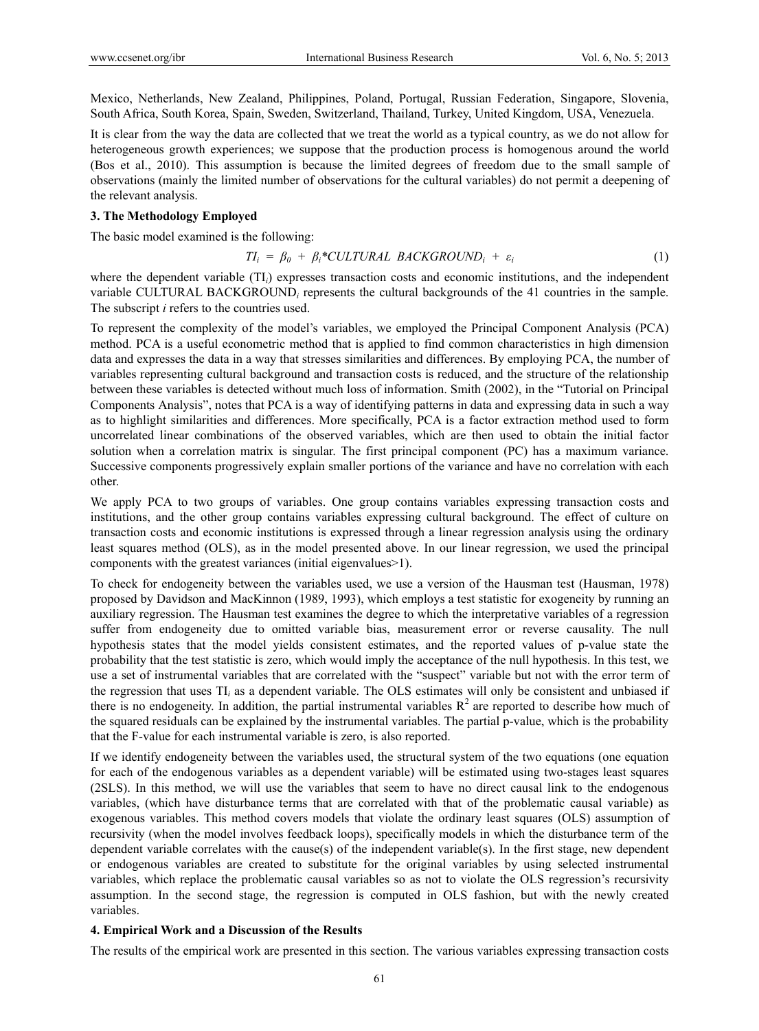Mexico, Netherlands, New Zealand, Philippines, Poland, Portugal, Russian Federation, Singapore, Slovenia, South Africa, South Korea, Spain, Sweden, Switzerland, Thailand, Turkey, United Kingdom, USA, Venezuela.

It is clear from the way the data are collected that we treat the world as a typical country, as we do not allow for heterogeneous growth experiences; we suppose that the production process is homogenous around the world (Bos et al., 2010). This assumption is because the limited degrees of freedom due to the small sample of observations (mainly the limited number of observations for the cultural variables) do not permit a deepening of the relevant analysis.

### 3. The Methodology Employed

The basic model examined is the following:

$$TI_i = \beta_0 + \beta_i * CULTURAL\ \ BACKGROUND_i + \varepsilon_i \tag{1}$$

where the dependent variable ($TI_i$) expresses transaction costs and economic institutions, and the independent variable CULTURAL BACKGROUND$_i$ represents the cultural backgrounds of the 41 countries in the sample. The subscript *i* refers to the countries used.

To represent the complexity of the model's variables, we employed the Principal Component Analysis (PCA) method. PCA is a useful econometric method that is applied to find common characteristics in high dimension data and expresses the data in a way that stresses similarities and differences. By employing PCA, the number of variables representing cultural background and transaction costs is reduced, and the structure of the relationship between these variables is detected without much loss of information. Smith (2002), in the "Tutorial on Principal Components Analysis", notes that PCA is a way of identifying patterns in data and expressing data in such a way as to highlight similarities and differences. More specifically, PCA is a factor extraction method used to form uncorrelated linear combinations of the observed variables, which are then used to obtain the initial factor solution when a correlation matrix is singular. The first principal component (PC) has a maximum variance. Successive components progressively explain smaller portions of the variance and have no correlation with each other.

We apply PCA to two groups of variables. One group contains variables expressing transaction costs and institutions, and the other group contains variables expressing cultural background. The effect of culture on transaction costs and economic institutions is expressed through a linear regression analysis using the ordinary least squares method (OLS), as in the model presented above. In our linear regression, we used the principal components with the greatest variances (initial eigenvalues>1).

To check for endogeneity between the variables used, we use a version of the Hausman test (Hausman, 1978) proposed by Davidson and MacKinnon (1989, 1993), which employs a test statistic for exogeneity by running an auxiliary regression. The Hausman test examines the degree to which the interpretative variables of a regression suffer from endogeneity due to omitted variable bias, measurement error or reverse causality. The null hypothesis states that the model yields consistent estimates, and the reported values of p-value state the probability that the test statistic is zero, which would imply the acceptance of the null hypothesis. In this test, we use a set of instrumental variables that are correlated with the "suspect" variable but not with the error term of the regression that uses $TI_i$ as a dependent variable. The OLS estimates will only be consistent and unbiased if there is no endogeneity. In addition, the partial instrumental variables $R^2$ are reported to describe how much of the squared residuals can be explained by the instrumental variables. The partial p-value, which is the probability that the F-value for each instrumental variable is zero, is also reported.

If we identify endogeneity between the variables used, the structural system of the two equations (one equation for each of the endogenous variables as a dependent variable) will be estimated using two-stages least squares (2SLS). In this method, we will use the variables that seem to have no direct causal link to the endogenous variables, (which have disturbance terms that are correlated with that of the problematic causal variable) as exogenous variables. This method covers models that violate the ordinary least squares (OLS) assumption of recursivity (when the model involves feedback loops), specifically models in which the disturbance term of the dependent variable correlates with the cause(s) of the independent variable(s). In the first stage, new dependent or endogenous variables are created to substitute for the original variables by using selected instrumental variables, which replace the problematic causal variables so as not to violate the OLS regression's recursivity assumption. In the second stage, the regression is computed in OLS fashion, but with the newly created variables.

### 4. Empirical Work and a Discussion of the Results

The results of the empirical work are presented in this section. The various variables expressing transaction costs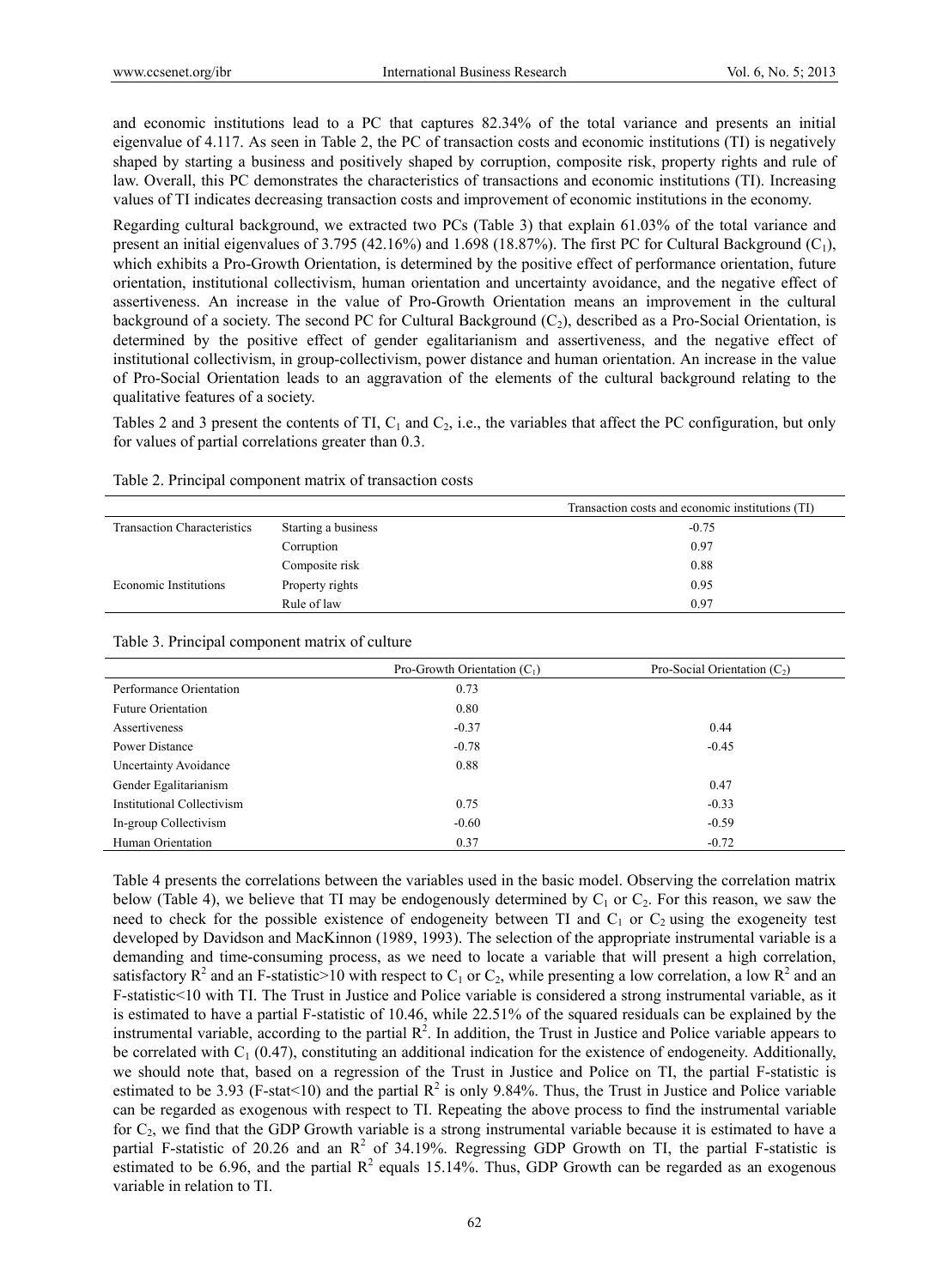and economic institutions lead to a PC that captures 82.34% of the total variance and presents an initial eigenvalue of 4.117. As seen in Table 2, the PC of transaction costs and economic institutions (TI) is negatively shaped by starting a business and positively shaped by corruption, composite risk, property rights and rule of law. Overall, this PC demonstrates the characteristics of transactions and economic institutions (TI). Increasing values of TI indicates decreasing transaction costs and improvement of economic institutions in the economy.

Regarding cultural background, we extracted two PCs (Table 3) that explain 61.03% of the total variance and present an initial eigenvalues of 3.795 (42.16%) and 1.698 (18.87%). The first PC for Cultural Background ($C_1$), which exhibits a Pro-Growth Orientation, is determined by the positive effect of performance orientation, future orientation, institutional collectivism, human orientation and uncertainty avoidance, and the negative effect of assertiveness. An increase in the value of Pro-Growth Orientation means an improvement in the cultural background of a society. The second PC for Cultural Background ($C_2$), described as a Pro-Social Orientation, is determined by the positive effect of gender egalitarianism and assertiveness, and the negative effect of institutional collectivism, in group-collectivism, power distance and human orientation. An increase in the value of Pro-Social Orientation leads to an aggravation of the elements of the cultural background relating to the qualitative features of a society.

Tables 2 and 3 present the contents of TI, $C_1$ and $C_2$, i.e., the variables that affect the PC configuration, but only for values of partial correlations greater than 0.3.

Table 2. Principal component matrix of transaction costs

| | | Transaction costs and economic institutions (TI) |
|---|---|---|
| Transaction Characteristics | Starting a business | -0.75 |
| | Corruption | 0.97 |
| | Composite risk | 0.88 |
| Economic Institutions | Property rights | 0.95 |
| | Rule of law | 0.97 |

Table 3. Principal component matrix of culture

| | Pro-Growth Orientation ($C_1$) | Pro-Social Orientation ($C_2$) |
|---|---|---|
| Performance Orientation | 0.73 | |
| Future Orientation | 0.80 | |
| Assertiveness | -0.37 | 0.44 |
| Power Distance | -0.78 | -0.45 |
| Uncertainty Avoidance | 0.88 | |
| Gender Egalitarianism | | 0.47 |
| Institutional Collectivism | 0.75 | -0.33 |
| In-group Collectivism | -0.60 | -0.59 |
| Human Orientation | 0.37 | -0.72 |

Table 4 presents the correlations between the variables used in the basic model. Observing the correlation matrix below (Table 4), we believe that TI may be endogenously determined by $C_1$ or $C_2$. For this reason, we saw the need to check for the possible existence of endogeneity between TI and $C_1$ or $C_2$ using the exogeneity test developed by Davidson and MacKinnon (1989, 1993). The selection of the appropriate instrumental variable is a demanding and time-consuming process, as we need to locate a variable that will present a high correlation, satisfactory $R^2$ and an F-statistic>10 with respect to $C_1$ or $C_2$, while presenting a low correlation, a low $R^2$ and an F-statistic<10 with TI. The Trust in Justice and Police variable is considered a strong instrumental variable, as it is estimated to have a partial F-statistic of 10.46, while 22.51% of the squared residuals can be explained by the instrumental variable, according to the partial $R^2$. In addition, the Trust in Justice and Police variable appears to be correlated with $C_1$ (0.47), constituting an additional indication for the existence of endogeneity. Additionally, we should note that, based on a regression of the Trust in Justice and Police on TI, the partial F-statistic is estimated to be 3.93 (F-stat<10) and the partial $R^2$ is only 9.84%. Thus, the Trust in Justice and Police variable can be regarded as exogenous with respect to TI. Repeating the above process to find the instrumental variable for $C_2$, we find that the GDP Growth variable is a strong instrumental variable because it is estimated to have a partial F-statistic of 20.26 and an $R^2$ of 34.19%. Regressing GDP Growth on TI, the partial F-statistic is estimated to be 6.96, and the partial $R^2$ equals 15.14%. Thus, GDP Growth can be regarded as an exogenous variable in relation to TI.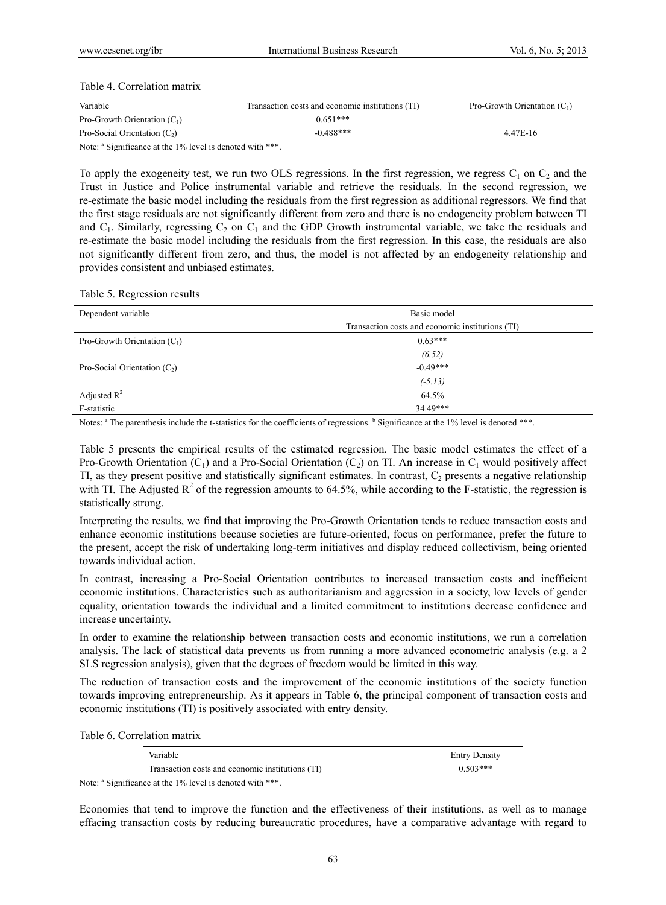Table 4. Correlation matrix

| Variable | Transaction costs and economic institutions (TI) | Pro-Growth Orientation ($C_1$) |
|---|---|---|
| Pro-Growth Orientation ($C_1$) | 0.651*** | |
| Pro-Social Orientation ($C_2$) | -0.488*** | 4.47E-16 |

Note: [a] Significance at the 1% level is denoted with ***.

To apply the exogeneity test, we run two OLS regressions. In the first regression, we regress $C_1$ on $C_2$ and the Trust in Justice and Police instrumental variable and retrieve the residuals. In the second regression, we re-estimate the basic model including the residuals from the first regression as additional regressors. We find that the first stage residuals are not significantly different from zero and there is no endogeneity problem between TI and $C_1$. Similarly, regressing $C_2$ on $C_1$ and the GDP Growth instrumental variable, we take the residuals and re-estimate the basic model including the residuals from the first regression. In this case, the residuals are also not significantly different from zero, and thus, the model is not affected by an endogeneity relationship and provides consistent and unbiased estimates.

Table 5. Regression results

| Dependent variable | Basic model |
|---|---|
| | Transaction costs and economic institutions (TI) |
| Pro-Growth Orientation ($C_1$) | 0.63*** |
| | *(6.52)* |
| Pro-Social Orientation ($C_2$) | -0.49*** |
| | *(-5.13)* |
| Adjusted $R^2$ | 64.5% |
| F-statistic | 34.49*** |

Notes: [a] The parenthesis include the t-statistics for the coefficients of regressions. [b] Significance at the 1% level is denoted ***.

Table 5 presents the empirical results of the estimated regression. The basic model estimates the effect of a Pro-Growth Orientation ($C_1$) and a Pro-Social Orientation ($C_2$) on TI. An increase in $C_1$ would positively affect TI, as they present positive and statistically significant estimates. In contrast, $C_2$ presents a negative relationship with TI. The Adjusted $R^2$ of the regression amounts to 64.5%, while according to the F-statistic, the regression is statistically strong.

Interpreting the results, we find that improving the Pro-Growth Orientation tends to reduce transaction costs and enhance economic institutions because societies are future-oriented, focus on performance, prefer the future to the present, accept the risk of undertaking long-term initiatives and display reduced collectivism, being oriented towards individual action.

In contrast, increasing a Pro-Social Orientation contributes to increased transaction costs and inefficient economic institutions. Characteristics such as authoritarianism and aggression in a society, low levels of gender equality, orientation towards the individual and a limited commitment to institutions decrease confidence and increase uncertainty.

In order to examine the relationship between transaction costs and economic institutions, we run a correlation analysis. The lack of statistical data prevents us from running a more advanced econometric analysis (e.g. a 2 SLS regression analysis), given that the degrees of freedom would be limited in this way.

The reduction of transaction costs and the improvement of the economic institutions of the society function towards improving entrepreneurship. As it appears in Table 6, the principal component of transaction costs and economic institutions (TI) is positively associated with entry density.

Table 6. Correlation matrix

| Variable | Entry Density |
|---|---|
| Transaction costs and economic institutions (TI) | 0.503*** |

Note: [a] Significance at the 1% level is denoted with ***.

Economies that tend to improve the function and the effectiveness of their institutions, as well as to manage effacing transaction costs by reducing bureaucratic procedures, have a comparative advantage with regard to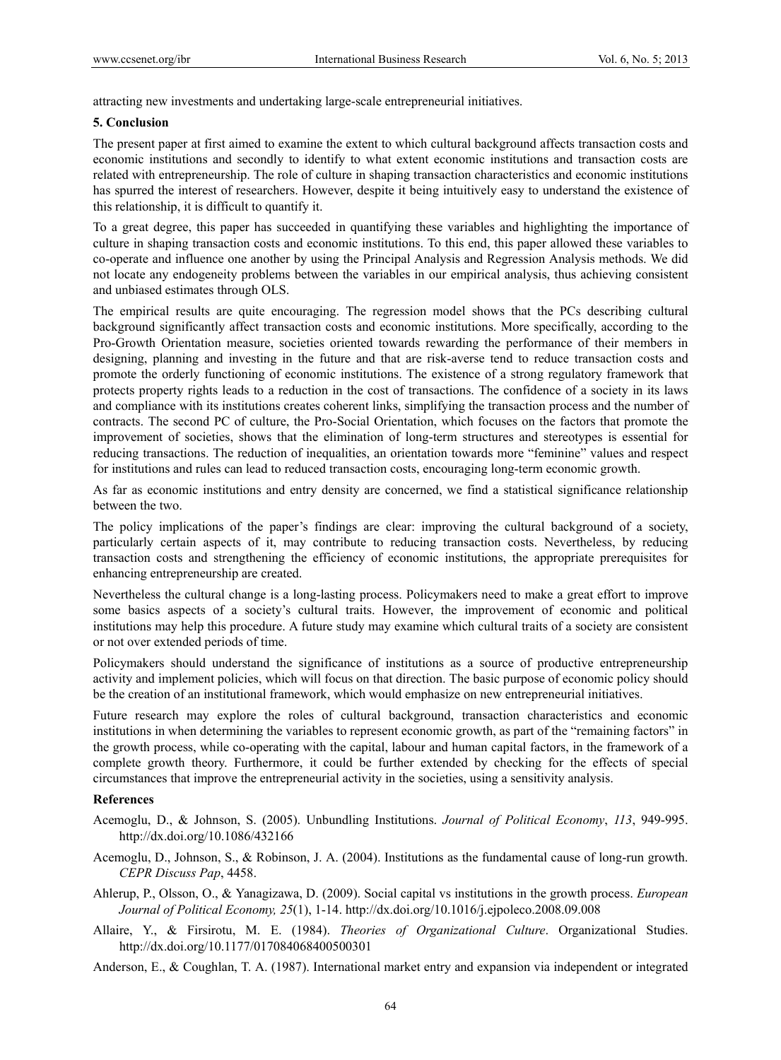attracting new investments and undertaking large-scale entrepreneurial initiatives.

## 5. Conclusion

The present paper at first aimed to examine the extent to which cultural background affects transaction costs and economic institutions and secondly to identify to what extent economic institutions and transaction costs are related with entrepreneurship. The role of culture in shaping transaction characteristics and economic institutions has spurred the interest of researchers. However, despite it being intuitively easy to understand the existence of this relationship, it is difficult to quantify it.

To a great degree, this paper has succeeded in quantifying these variables and highlighting the importance of culture in shaping transaction costs and economic institutions. To this end, this paper allowed these variables to co-operate and influence one another by using the Principal Analysis and Regression Analysis methods. We did not locate any endogeneity problems between the variables in our empirical analysis, thus achieving consistent and unbiased estimates through OLS.

The empirical results are quite encouraging. The regression model shows that the PCs describing cultural background significantly affect transaction costs and economic institutions. More specifically, according to the Pro-Growth Orientation measure, societies oriented towards rewarding the performance of their members in designing, planning and investing in the future and that are risk-averse tend to reduce transaction costs and promote the orderly functioning of economic institutions. The existence of a strong regulatory framework that protects property rights leads to a reduction in the cost of transactions. The confidence of a society in its laws and compliance with its institutions creates coherent links, simplifying the transaction process and the number of contracts. The second PC of culture, the Pro-Social Orientation, which focuses on the factors that promote the improvement of societies, shows that the elimination of long-term structures and stereotypes is essential for reducing transactions. The reduction of inequalities, an orientation towards more "feminine" values and respect for institutions and rules can lead to reduced transaction costs, encouraging long-term economic growth.

As far as economic institutions and entry density are concerned, we find a statistical significance relationship between the two.

The policy implications of the paper's findings are clear: improving the cultural background of a society, particularly certain aspects of it, may contribute to reducing transaction costs. Nevertheless, by reducing transaction costs and strengthening the efficiency of economic institutions, the appropriate prerequisites for enhancing entrepreneurship are created.

Nevertheless the cultural change is a long-lasting process. Policymakers need to make a great effort to improve some basics aspects of a society's cultural traits. However, the improvement of economic and political institutions may help this procedure. A future study may examine which cultural traits of a society are consistent or not over extended periods of time.

Policymakers should understand the significance of institutions as a source of productive entrepreneurship activity and implement policies, which will focus on that direction. The basic purpose of economic policy should be the creation of an institutional framework, which would emphasize on new entrepreneurial initiatives.

Future research may explore the roles of cultural background, transaction characteristics and economic institutions in when determining the variables to represent economic growth, as part of the "remaining factors" in the growth process, while co-operating with the capital, labour and human capital factors, in the framework of a complete growth theory. Furthermore, it could be further extended by checking for the effects of special circumstances that improve the entrepreneurial activity in the societies, using a sensitivity analysis.

## References

Acemoglu, D., & Johnson, S. (2005). Unbundling Institutions. *Journal of Political Economy*, *113*, 949-995. http://dx.doi.org/10.1086/432166

Acemoglu, D., Johnson, S., & Robinson, J. A. (2004). Institutions as the fundamental cause of long-run growth. *CEPR Discuss Pap*, 4458.

Ahlerup, P., Olsson, O., & Yanagizawa, D. (2009). Social capital vs institutions in the growth process. *European Journal of Political Economy, 25*(1), 1-14. http://dx.doi.org/10.1016/j.ejpoleco.2008.09.008

Allaire, Y., & Firsirotu, M. E. (1984). *Theories of Organizational Culture*. Organizational Studies. http://dx.doi.org/10.1177/017084068400500301

Anderson, E., & Coughlan, T. A. (1987). International market entry and expansion via independent or integrated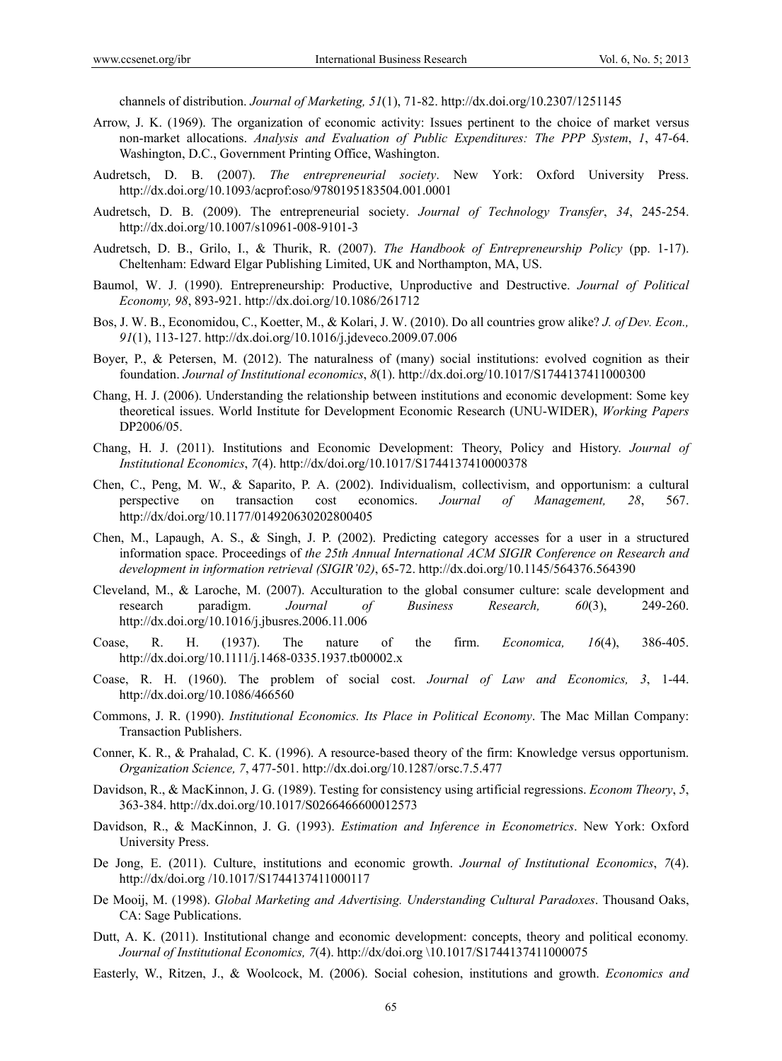channels of distribution. *Journal of Marketing, 51*(1), 71-82. http://dx.doi.org/10.2307/1251145

Arrow, J. K. (1969). The organization of economic activity: Issues pertinent to the choice of market versus non-market allocations. *Analysis and Evaluation of Public Expenditures: The PPP System*, *1*, 47-64. Washington, D.C., Government Printing Office, Washington.

Audretsch, D. B. (2007). *The entrepreneurial society*. New York: Oxford University Press. http://dx.doi.org/10.1093/acprof:oso/9780195183504.001.0001

Audretsch, D. B. (2009). The entrepreneurial society. *Journal of Technology Transfer*, *34*, 245-254. http://dx.doi.org/10.1007/s10961-008-9101-3

Audretsch, D. B., Grilo, I., & Thurik, R. (2007). *The Handbook of Entrepreneurship Policy* (pp. 1-17). Cheltenham: Edward Elgar Publishing Limited, UK and Northampton, MA, US.

Baumol, W. J. (1990). Entrepreneurship: Productive, Unproductive and Destructive. *Journal of Political Economy, 98*, 893-921. http://dx.doi.org/10.1086/261712

Bos, J. W. B., Economidou, C., Koetter, M., & Kolari, J. W. (2010). Do all countries grow alike? *J. of Dev. Econ., 91*(1), 113-127. http://dx.doi.org/10.1016/j.jdeveco.2009.07.006

Boyer, P., & Petersen, M. (2012). The naturalness of (many) social institutions: evolved cognition as their foundation. *Journal of Institutional economics*, *8*(1). http://dx.doi.org/10.1017/S1744137411000300

Chang, H. J. (2006). Understanding the relationship between institutions and economic development: Some key theoretical issues. World Institute for Development Economic Research (UNU-WIDER), *Working Papers* DP2006/05.

Chang, H. J. (2011). Institutions and Economic Development: Theory, Policy and History. *Journal of Institutional Economics*, *7*(4). http://dx/doi.org/10.1017/S1744137410000378

Chen, C., Peng, M. W., & Saparito, P. A. (2002). Individualism, collectivism, and opportunism: a cultural perspective on transaction cost economics. *Journal of Management, 28*, 567. http://dx/doi.org/10.1177/014920630202800405

Chen, M., Lapaugh, A. S., & Singh, J. P. (2002). Predicting category accesses for a user in a structured information space. Proceedings of *the 25th Annual International ACM SIGIR Conference on Research and development in information retrieval (SIGIR'02)*, 65-72. http://dx.doi.org/10.1145/564376.564390

Cleveland, M., & Laroche, M. (2007). Acculturation to the global consumer culture: scale development and research paradigm. *Journal of Business Research, 60*(3), 249-260. http://dx.doi.org/10.1016/j.jbusres.2006.11.006

Coase, R. H. (1937). The nature of the firm. *Economica, 16*(4), 386-405. http://dx.doi.org/10.1111/j.1468-0335.1937.tb00002.x

Coase, R. H. (1960). The problem of social cost. *Journal of Law and Economics, 3*, 1-44. http://dx.doi.org/10.1086/466560

Commons, J. R. (1990). *Institutional Economics. Its Place in Political Economy*. The Mac Millan Company: Transaction Publishers.

Conner, K. R., & Prahalad, C. K. (1996). A resource-based theory of the firm: Knowledge versus opportunism. *Organization Science, 7*, 477-501. http://dx.doi.org/10.1287/orsc.7.5.477

Davidson, R., & MacKinnon, J. G. (1989). Testing for consistency using artificial regressions. *Econom Theory*, *5*, 363-384. http://dx.doi.org/10.1017/S0266466600012573

Davidson, R., & MacKinnon, J. G. (1993). *Estimation and Inference in Econometrics*. New York: Oxford University Press.

De Jong, E. (2011). Culture, institutions and economic growth. *Journal of Institutional Economics*, *7*(4). http://dx/doi.org /10.1017/S1744137411000117

De Mooij, M. (1998). *Global Marketing and Advertising. Understanding Cultural Paradoxes*. Thousand Oaks, CA: Sage Publications.

Dutt, A. K. (2011). Institutional change and economic development: concepts, theory and political economy. *Journal of Institutional Economics, 7*(4). http://dx/doi.org \10.1017/S1744137411000075

Easterly, W., Ritzen, J., & Woolcock, M. (2006). Social cohesion, institutions and growth. *Economics and*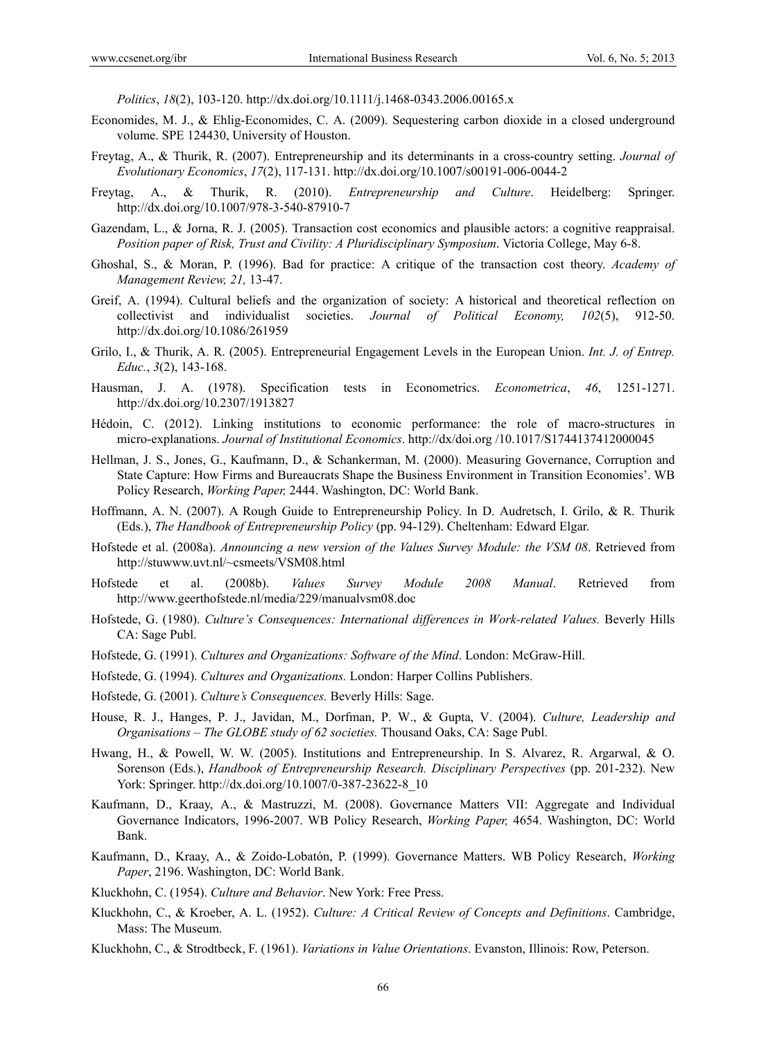*Politics*, *18*(2), 103-120. http://dx.doi.org/10.1111/j.1468-0343.2006.00165.x

Economides, M. J., & Ehlig-Economides, C. A. (2009). Sequestering carbon dioxide in a closed underground volume. SPE 124430, University of Houston.

Freytag, A., & Thurik, R. (2007). Entrepreneurship and its determinants in a cross-country setting. *Journal of Evolutionary Economics*, *17*(2), 117-131. http://dx.doi.org/10.1007/s00191-006-0044-2

Freytag, A., & Thurik, R. (2010). *Entrepreneurship and Culture*. Heidelberg: Springer. http://dx.doi.org/10.1007/978-3-540-87910-7

Gazendam, L., & Jorna, R. J. (2005). Transaction cost economics and plausible actors: a cognitive reappraisal. *Position paper of Risk, Trust and Civility: A Pluridisciplinary Symposium*. Victoria College, May 6-8.

Ghoshal, S., & Moran, P. (1996). Bad for practice: A critique of the transaction cost theory. *Academy of Management Review, 21,* 13-47.

Greif, A. (1994). Cultural beliefs and the organization of society: A historical and theoretical reflection on collectivist and individualist societies. *Journal of Political Economy, 102*(5), 912-50. http://dx.doi.org/10.1086/261959

Grilo, I., & Thurik, A. R. (2005). Entrepreneurial Engagement Levels in the European Union. *Int. J. of Entrep. Educ.*, *3*(2), 143-168.

Hausman, J. A. (1978). Specification tests in Econometrics. *Econometrica*, *46*, 1251-1271. http://dx.doi.org/10.2307/1913827

Hédoin, C. (2012). Linking institutions to economic performance: the role of macro-structures in micro-explanations. *Journal of Institutional Economics*. http://dx/doi.org /10.1017/S1744137412000045

Hellman, J. S., Jones, G., Kaufmann, D., & Schankerman, M. (2000). Measuring Governance, Corruption and State Capture: How Firms and Bureaucrats Shape the Business Environment in Transition Economies'. WB Policy Research, *Working Paper,* 2444. Washington, DC: World Bank.

Hoffmann, A. N. (2007). A Rough Guide to Entrepreneurship Policy. In D. Audretsch, I. Grilo, & R. Thurik (Eds.), *The Handbook of Entrepreneurship Policy* (pp. 94-129). Cheltenham: Edward Elgar.

Hofstede et al. (2008a). *Announcing a new version of the Values Survey Module: the VSM 08*. Retrieved from http://stuwww.uvt.nl/~csmeets/VSM08.html

Hofstede et al. (2008b). *Values Survey Module 2008 Manual*. Retrieved from http://www.geerthofstede.nl/media/229/manualvsm08.doc

Hofstede, G. (1980). *Culture's Consequences: International differences in Work-related Values.* Beverly Hills CA: Sage Publ.

Hofstede, G. (1991). *Cultures and Organizations: Software of the Mind*. London: McGraw-Hill.

Hofstede, G. (1994). *Cultures and Organizations.* London: Harper Collins Publishers.

Hofstede, G. (2001). *Culture's Consequences.* Beverly Hills: Sage.

House, R. J., Hanges, P. J., Javidan, M., Dorfman, P. W., & Gupta, V. (2004). *Culture, Leadership and Organisations – The GLOBE study of 62 societies.* Thousand Oaks, CA: Sage Publ.

Hwang, H., & Powell, W. W. (2005). Institutions and Entrepreneurship. In S. Alvarez, R. Argarwal, & O. Sorenson (Eds.), *Handbook of Entrepreneurship Research. Disciplinary Perspectives* (pp. 201-232). New York: Springer. http://dx.doi.org/10.1007/0-387-23622-8_10

Kaufmann, D., Kraay, A., & Mastruzzi, M. (2008). Governance Matters VII: Aggregate and Individual Governance Indicators, 1996-2007. WB Policy Research, *Working Paper,* 4654. Washington, DC: World Bank.

Kaufmann, D., Kraay, A., & Zoido-Lobatón, P. (1999). Governance Matters. WB Policy Research, *Working Paper*, 2196. Washington, DC: World Bank.

Kluckhohn, C. (1954). *Culture and Behavior*. New York: Free Press.

Kluckhohn, C., & Kroeber, A. L. (1952). *Culture: A Critical Review of Concepts and Definitions*. Cambridge, Mass: The Museum.

Kluckhohn, C., & Strodtbeck, F. (1961). *Variations in Value Orientations*. Evanston, Illinois: Row, Peterson.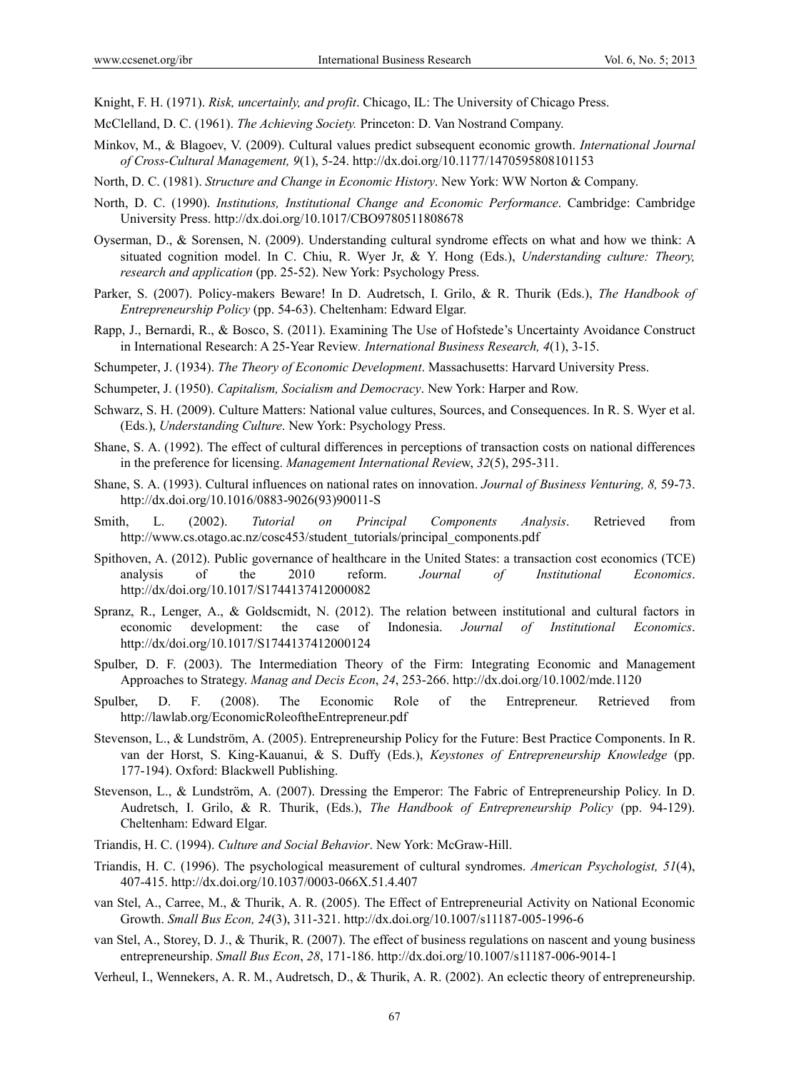Knight, F. H. (1971). *Risk, uncertainly, and profit*. Chicago, IL: The University of Chicago Press.

McClelland, D. C. (1961). *The Achieving Society.* Princeton: D. Van Nostrand Company.

Minkov, M., & Blagoev, V. (2009). Cultural values predict subsequent economic growth. *International Journal of Cross-Cultural Management, 9*(1), 5-24. http://dx.doi.org/10.1177/1470595808101153

North, D. C. (1981). *Structure and Change in Economic History*. New York: WW Norton & Company.

North, D. C. (1990). *Institutions, Institutional Change and Economic Performance*. Cambridge: Cambridge University Press. http://dx.doi.org/10.1017/CBO9780511808678

Oyserman, D., & Sorensen, N. (2009). Understanding cultural syndrome effects on what and how we think: A situated cognition model. In C. Chiu, R. Wyer Jr, & Y. Hong (Eds.), *Understanding culture: Theory, research and application* (pp. 25-52). New York: Psychology Press.

Parker, S. (2007). Policy-makers Beware! In D. Audretsch, I. Grilo, & R. Thurik (Eds.), *The Handbook of Entrepreneurship Policy* (pp. 54-63). Cheltenham: Edward Elgar.

Rapp, J., Bernardi, R., & Bosco, S. (2011). Examining The Use of Hofstede's Uncertainty Avoidance Construct in International Research: A 25-Year Review. *International Business Research, 4*(1), 3-15.

Schumpeter, J. (1934). *The Theory of Economic Development*. Massachusetts: Harvard University Press.

Schumpeter, J. (1950). *Capitalism, Socialism and Democracy*. New York: Harper and Row.

Schwarz, S. H. (2009). Culture Matters: National value cultures, Sources, and Consequences. In R. S. Wyer et al. (Eds.), *Understanding Culture*. New York: Psychology Press.

Shane, S. A. (1992). The effect of cultural differences in perceptions of transaction costs on national differences in the preference for licensing. *Management International Review*, *32*(5), 295-311.

Shane, S. A. (1993). Cultural influences on national rates on innovation. *Journal of Business Venturing, 8,* 59-73. http://dx.doi.org/10.1016/0883-9026(93)90011-S

Smith, L. (2002). *Tutorial on Principal Components Analysis*. Retrieved from http://www.cs.otago.ac.nz/cosc453/student_tutorials/principal_components.pdf

Spithoven, A. (2012). Public governance of healthcare in the United States: a transaction cost economics (TCE) analysis of the 2010 reform. *Journal of Institutional Economics*. http://dx/doi.org/10.1017/S1744137412000082

Spranz, R., Lenger, A., & Goldscmidt, N. (2012). The relation between institutional and cultural factors in economic development: the case of Indonesia. *Journal of Institutional Economics*. http://dx/doi.org/10.1017/S1744137412000124

Spulber, D. F. (2003). The Intermediation Theory of the Firm: Integrating Economic and Management Approaches to Strategy. *Manag and Decis Econ*, *24*, 253-266. http://dx.doi.org/10.1002/mde.1120

Spulber, D. F. (2008). The Economic Role of the Entrepreneur. Retrieved from http://lawlab.org/EconomicRoleoftheEntrepreneur.pdf

Stevenson, L., & Lundström, A. (2005). Entrepreneurship Policy for the Future: Best Practice Components. In R. van der Horst, S. King-Kauanui, & S. Duffy (Eds.), *Keystones of Entrepreneurship Knowledge* (pp. 177-194). Oxford: Blackwell Publishing.

Stevenson, L., & Lundström, A. (2007). Dressing the Emperor: The Fabric of Entrepreneurship Policy. In D. Audretsch, I. Grilo, & R. Thurik, (Eds.), *The Handbook of Entrepreneurship Policy* (pp. 94-129). Cheltenham: Edward Elgar.

Triandis, H. C. (1994). *Culture and Social Behavior*. New York: McGraw-Hill.

Triandis, H. C. (1996). The psychological measurement of cultural syndromes. *American Psychologist, 51*(4), 407-415. http://dx.doi.org/10.1037/0003-066X.51.4.407

van Stel, A., Carree, M., & Thurik, A. R. (2005). The Effect of Entrepreneurial Activity on National Economic Growth. *Small Bus Econ, 24*(3), 311-321. http://dx.doi.org/10.1007/s11187-005-1996-6

van Stel, A., Storey, D. J., & Thurik, R. (2007). The effect of business regulations on nascent and young business entrepreneurship. *Small Bus Econ*, *28*, 171-186. http://dx.doi.org/10.1007/s11187-006-9014-1

Verheul, I., Wennekers, A. R. M., Audretsch, D., & Thurik, A. R. (2002). An eclectic theory of entrepreneurship.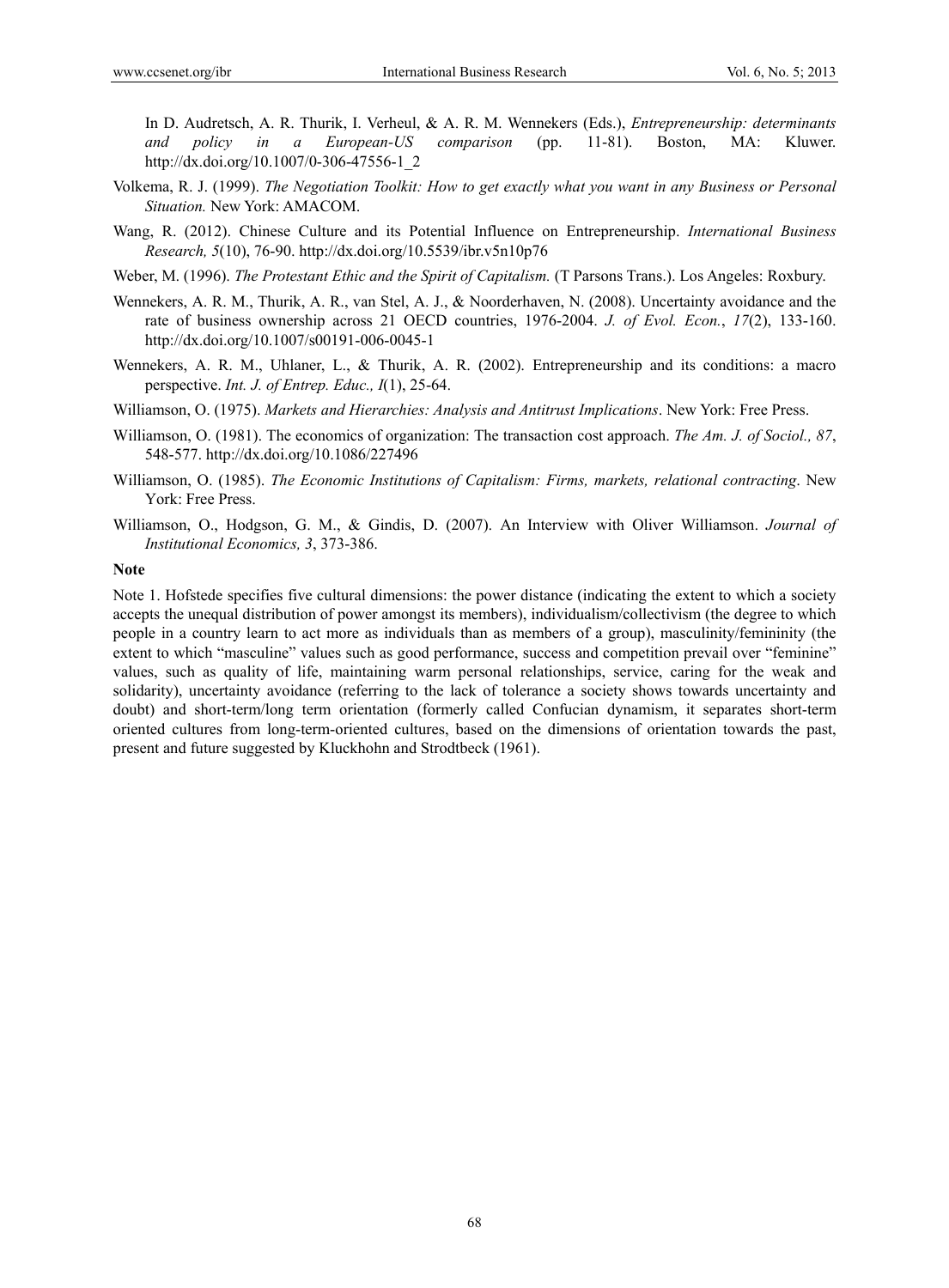In D. Audretsch, A. R. Thurik, I. Verheul, & A. R. M. Wennekers (Eds.), *Entrepreneurship: determinants and policy in a European-US comparison* (pp. 11-81). Boston, MA: Kluwer. http://dx.doi.org/10.1007/0-306-47556-1_2

Volkema, R. J. (1999). *The Negotiation Toolkit: How to get exactly what you want in any Business or Personal Situation.* New York: AMACOM.

Wang, R. (2012). Chinese Culture and its Potential Influence on Entrepreneurship. *International Business Research, 5*(10), 76-90. http://dx.doi.org/10.5539/ibr.v5n10p76

Weber, M. (1996). *The Protestant Ethic and the Spirit of Capitalism.* (T Parsons Trans.). Los Angeles: Roxbury.

Wennekers, A. R. M., Thurik, A. R., van Stel, A. J., & Noorderhaven, N. (2008). Uncertainty avoidance and the rate of business ownership across 21 OECD countries, 1976-2004. *J. of Evol. Econ.*, *17*(2), 133-160. http://dx.doi.org/10.1007/s00191-006-0045-1

Wennekers, A. R. M., Uhlaner, L., & Thurik, A. R. (2002). Entrepreneurship and its conditions: a macro perspective. *Int. J. of Entrep. Educ., I*(1), 25-64.

Williamson, O. (1975). *Markets and Hierarchies: Analysis and Antitrust Implications*. New York: Free Press.

Williamson, O. (1981). The economics of organization: The transaction cost approach. *The Am. J. of Sociol., 87*, 548-577. http://dx.doi.org/10.1086/227496

Williamson, O. (1985). *The Economic Institutions of Capitalism: Firms, markets, relational contracting*. New York: Free Press.

Williamson, O., Hodgson, G. M., & Gindis, D. (2007). An Interview with Oliver Williamson. *Journal of Institutional Economics, 3*, 373-386.

**Note**

Note 1. Hofstede specifies five cultural dimensions: the power distance (indicating the extent to which a society accepts the unequal distribution of power amongst its members), individualism/collectivism (the degree to which people in a country learn to act more as individuals than as members of a group), masculinity/femininity (the extent to which "masculine" values such as good performance, success and competition prevail over "feminine" values, such as quality of life, maintaining warm personal relationships, service, caring for the weak and solidarity), uncertainty avoidance (referring to the lack of tolerance a society shows towards uncertainty and doubt) and short-term/long term orientation (formerly called Confucian dynamism, it separates short-term oriented cultures from long-term-oriented cultures, based on the dimensions of orientation towards the past, present and future suggested by Kluckhohn and Strodtbeck (1961).